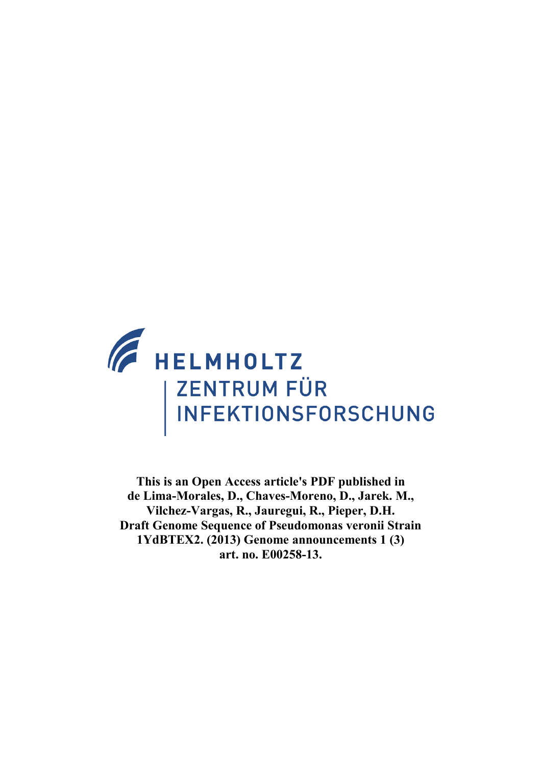HELMHOLTZ
ZENTRUM FÜR
INFEKTIONSFORSCHUNG

**This is an Open Access article's PDF published in
de Lima-Morales, D., Chaves-Moreno, D., Jarek. M.,
Vilchez-Vargas, R., Jauregui, R., Pieper, D.H.
Draft Genome Sequence of Pseudomonas veronii Strain
1YdBTEX2. (2013) Genome announcements 1 (3)
art. no. E00258-13.**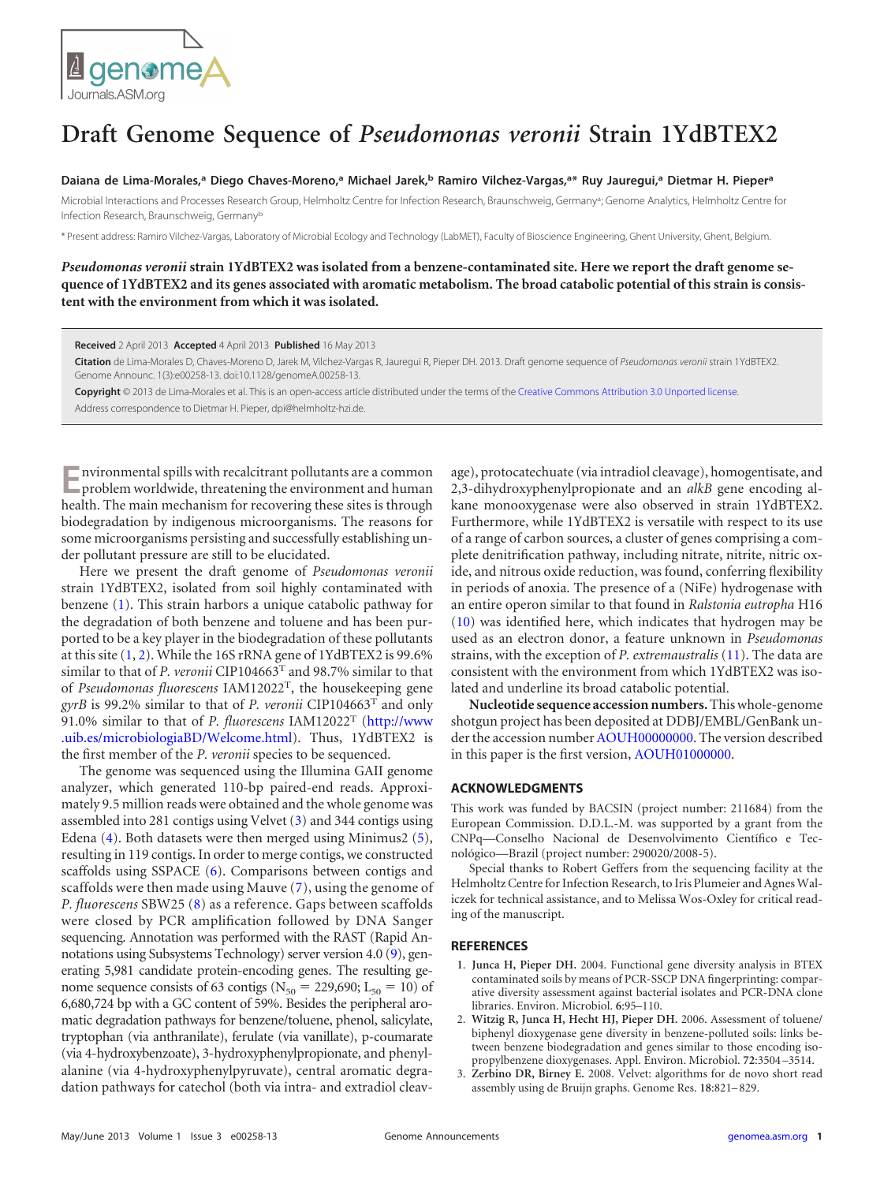# Draft Genome Sequence of *Pseudomonas veronii* Strain 1YdBTEX2

**Daiana de Lima-Morales,[a] Diego Chaves-Moreno,[a] Michael Jarek,[b] Ramiro Vilchez-Vargas,[a*] Ruy Jauregui,[a] Dietmar H. Pieper[a]**

Microbial Interactions and Processes Research Group, Helmholtz Centre for Infection Research, Braunschweig, Germany[a]; Genome Analytics, Helmholtz Centre for Infection Research, Braunschweig, Germany[b]

* Present address: Ramiro Vilchez-Vargas, Laboratory of Microbial Ecology and Technology (LabMET), Faculty of Bioscience Engineering, Ghent University, Ghent, Belgium.

***Pseudomonas veronii*** **strain 1YdBTEX2 was isolated from a benzene-contaminated site. Here we report the draft genome sequence of 1YdBTEX2 and its genes associated with aromatic metabolism. The broad catabolic potential of this strain is consistent with the environment from which it was isolated.**

**Received** 2 April 2013 **Accepted** 4 April 2013 **Published** 16 May 2013

**Citation** de Lima-Morales D, Chaves-Moreno D, Jarek M, Vilchez-Vargas R, Jauregui R, Pieper DH. 2013. Draft genome sequence of *Pseudomonas veronii* strain 1YdBTEX2. Genome Announc. 1(3):e00258-13. doi:10.1128/genomeA.00258-13.

**Copyright** © 2013 de Lima-Morales et al. This is an open-access article distributed under the terms of the Creative Commons Attribution 3.0 Unported license.

Address correspondence to Dietmar H. Pieper, dpi@helmholtz-hzi.de.

Environmental spills with recalcitrant pollutants are a common problem worldwide, threatening the environment and human health. The main mechanism for recovering these sites is through biodegradation by indigenous microorganisms. The reasons for some microorganisms persisting and successfully establishing under pollutant pressure are still to be elucidated.

Here we present the draft genome of *Pseudomonas veronii* strain 1YdBTEX2, isolated from soil highly contaminated with benzene (1). This strain harbors a unique catabolic pathway for the degradation of both benzene and toluene and has been purported to be a key player in the biodegradation of these pollutants at this site (1, 2). While the 16S rRNA gene of 1YdBTEX2 is 99.6% similar to that of *P. veronii* CIP104663$^T$ and 98.7% similar to that of *Pseudomonas fluorescens* IAM12022$^T$, the housekeeping gene *gyrB* is 99.2% similar to that of *P. veronii* CIP104663$^T$ and only 91.0% similar to that of *P. fluorescens* IAM12022$^T$ (http://www.uib.es/microbiologiaBD/Welcome.html). Thus, 1YdBTEX2 is the first member of the *P. veronii* species to be sequenced.

The genome was sequenced using the Illumina GAII genome analyzer, which generated 110-bp paired-end reads. Approximately 9.5 million reads were obtained and the whole genome was assembled into 281 contigs using Velvet (3) and 344 contigs using Edena (4). Both datasets were then merged using Minimus2 (5), resulting in 119 contigs. In order to merge contigs, we constructed scaffolds using SSPACE (6). Comparisons between contigs and scaffolds were then made using Mauve (7), using the genome of *P. fluorescens* SBW25 (8) as a reference. Gaps between scaffolds were closed by PCR amplification followed by DNA Sanger sequencing. Annotation was performed with the RAST (Rapid Annotations using Subsystems Technology) server version 4.0 (9), generating 5,981 candidate protein-encoding genes. The resulting genome sequence consists of 63 contigs ($N_{50}$ = 229,690; $L_{50}$ = 10) of 6,680,724 bp with a GC content of 59%. Besides the peripheral aromatic degradation pathways for benzene/toluene, phenol, salicylate, tryptophan (via anthranilate), ferulate (via vanillate), p-coumarate (via 4-hydroxybenzoate), 3-hydroxyphenylpropionate, and phenylalanine (via 4-hydroxyphenylpyruvate), central aromatic degradation pathways for catechol (both via intra- and extradiol cleavage), protocatechuate (via intradiol cleavage), homogentisate, and 2,3-dihydroxyphenylpropionate and an *alkB* gene encoding alkane monooxygenase were also observed in strain 1YdBTEX2. Furthermore, while 1YdBTEX2 is versatile with respect to its use of a range of carbon sources, a cluster of genes comprising a complete denitrification pathway, including nitrate, nitrite, nitric oxide, and nitrous oxide reduction, was found, conferring flexibility in periods of anoxia. The presence of a (NiFe) hydrogenase with an entire operon similar to that found in *Ralstonia eutropha* H16 (10) was identified here, which indicates that hydrogen may be used as an electron donor, a feature unknown in *Pseudomonas* strains, with the exception of *P. extremaustralis* (11). The data are consistent with the environment from which 1YdBTEX2 was isolated and underline its broad catabolic potential.

**Nucleotide sequence accession numbers.** This whole-genome shotgun project has been deposited at DDBJ/EMBL/GenBank under the accession number AOUH00000000. The version described in this paper is the first version, AOUH01000000.

## ACKNOWLEDGMENTS

This work was funded by BACSIN (project number: 211684) from the European Commission. D.D.L.-M. was supported by a grant from the CNPq—Conselho Nacional de Desenvolvimento Científico e Tecnológico—Brazil (project number: 290020/2008-5).

Special thanks to Robert Geffers from the sequencing facility at the Helmholtz Centre for Infection Research, to Iris Plumeier and Agnes Waliczek for technical assistance, and to Melissa Wos-Oxley for critical reading of the manuscript.

## REFERENCES

1. **Junca H, Pieper DH.** 2004. Functional gene diversity analysis in BTEX contaminated soils by means of PCR-SSCP DNA fingerprinting: comparative diversity assessment against bacterial isolates and PCR-DNA clone libraries. Environ. Microbiol. **6**:95–110.
2. **Witzig R, Junca H, Hecht HJ, Pieper DH.** 2006. Assessment of toluene/biphenyl dioxygenase gene diversity in benzene-polluted soils: links between benzene biodegradation and genes similar to those encoding isopropylbenzene dioxygenases. Appl. Environ. Microbiol. **72**:3504–3514.
3. **Zerbino DR, Birney E.** 2008. Velvet: algorithms for de novo short read assembly using de Bruijn graphs. Genome Res. **18**:821–829.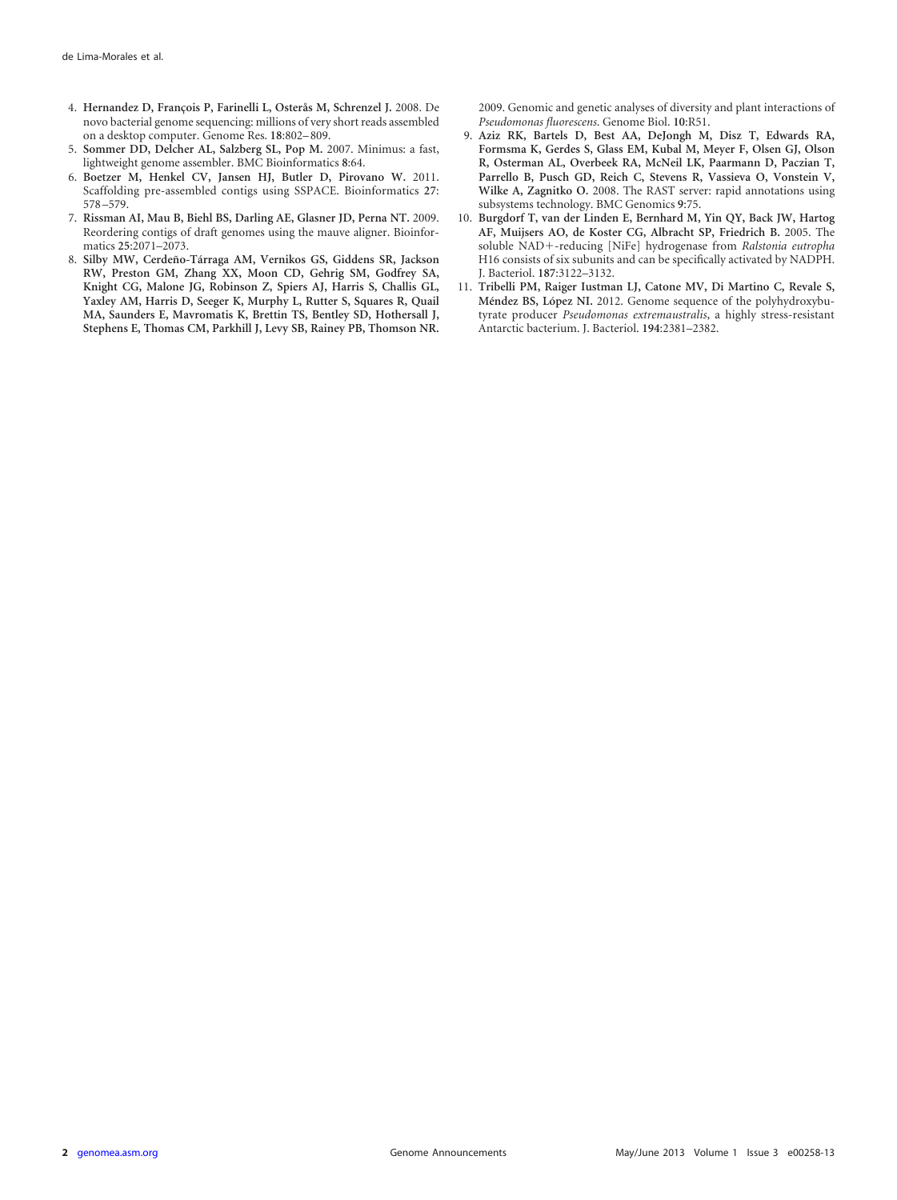4. **Hernandez D, François P, Farinelli L, Osterås M, Schrenzel J.** 2008. De novo bacterial genome sequencing: millions of very short reads assembled on a desktop computer. Genome Res. **18**:802–809.
5. **Sommer DD, Delcher AL, Salzberg SL, Pop M.** 2007. Minimus: a fast, lightweight genome assembler. BMC Bioinformatics **8**:64.
6. **Boetzer M, Henkel CV, Jansen HJ, Butler D, Pirovano W.** 2011. Scaffolding pre-assembled contigs using SSPACE. Bioinformatics **27**: 578–579.
7. **Rissman AI, Mau B, Biehl BS, Darling AE, Glasner JD, Perna NT.** 2009. Reordering contigs of draft genomes using the mauve aligner. Bioinformatics **25**:2071–2073.
8. **Silby MW, Cerdeño-Tárraga AM, Vernikos GS, Giddens SR, Jackson RW, Preston GM, Zhang XX, Moon CD, Gehrig SM, Godfrey SA, Knight CG, Malone JG, Robinson Z, Spiers AJ, Harris S, Challis GL, Yaxley AM, Harris D, Seeger K, Murphy L, Rutter S, Squares R, Quail MA, Saunders E, Mavromatis K, Brettin TS, Bentley SD, Hothersall J, Stephens E, Thomas CM, Parkhill J, Levy SB, Rainey PB, Thomson NR.** 2009. Genomic and genetic analyses of diversity and plant interactions of *Pseudomonas fluorescens*. Genome Biol. **10**:R51.
9. **Aziz RK, Bartels D, Best AA, DeJongh M, Disz T, Edwards RA, Formsma K, Gerdes S, Glass EM, Kubal M, Meyer F, Olsen GJ, Olson R, Osterman AL, Overbeek RA, McNeil LK, Paarmann D, Paczian T, Parrello B, Pusch GD, Reich C, Stevens R, Vassieva O, Vonstein V, Wilke A, Zagnitko O.** 2008. The RAST server: rapid annotations using subsystems technology. BMC Genomics **9**:75.
10. **Burgdorf T, van der Linden E, Bernhard M, Yin QY, Back JW, Hartog AF, Muijsers AO, de Koster CG, Albracht SP, Friedrich B.** 2005. The soluble NAD+-reducing [NiFe] hydrogenase from *Ralstonia eutropha* H16 consists of six subunits and can be specifically activated by NADPH. J. Bacteriol. **187**:3122–3132.
11. **Tribelli PM, Raiger Iustman LJ, Catone MV, Di Martino C, Revale S, Méndez BS, López NI.** 2012. Genome sequence of the polyhydroxybutyrate producer *Pseudomonas extremaustralis*, a highly stress-resistant Antarctic bacterium. J. Bacteriol. **194**:2381–2382.